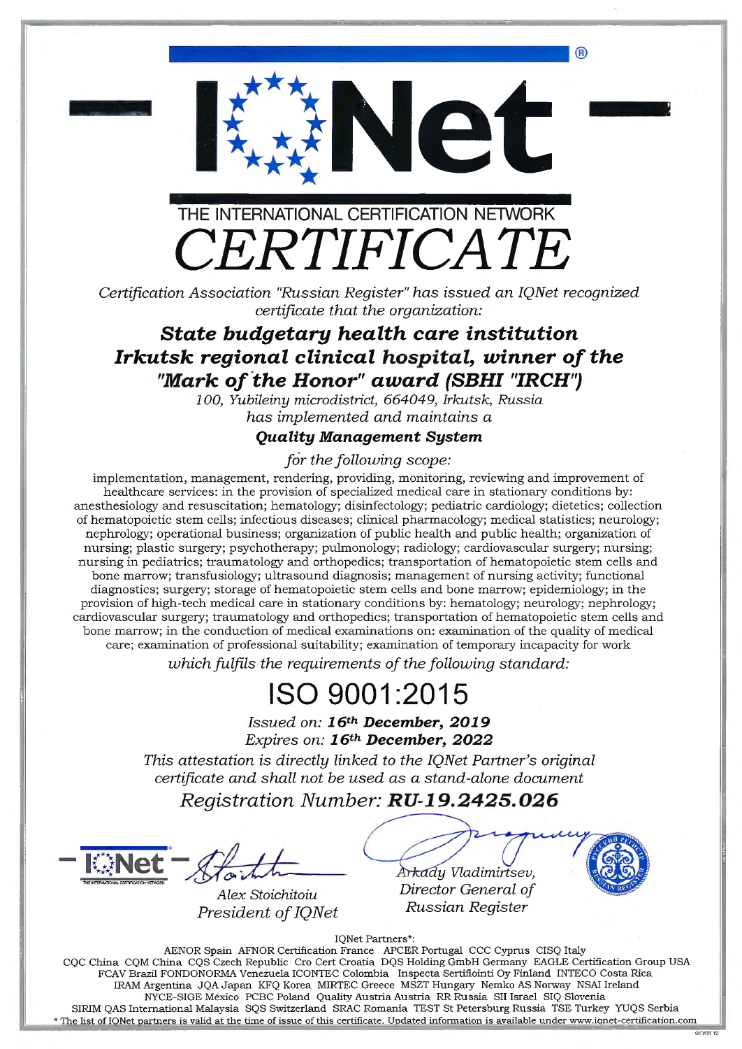# IQNet

THE INTERNATIONAL CERTIFICATION NETWORK

# *CERTIFICATE*

*Certification Association "Russian Register" has issued an IQNet recognized certificate that the organization:*

## ***State budgetary health care institution Irkutsk regional clinical hospital, winner of the "Mark of the Honor" award (SBHI "IRCH")***

*100, Yubileiny microdistrict, 664049, Irkutsk, Russia*

*has implemented and maintains a*

***Quality Management System***

*for the following scope:*

implementation, management, rendering, providing, monitoring, reviewing and improvement of healthcare services: in the provision of specialized medical care in stationary conditions by: anesthesiology and resuscitation; hematology; disinfectology; pediatric cardiology; dietetics; collection of hematopoietic stem cells; infectious diseases; clinical pharmacology; medical statistics; neurology; nephrology; operational business; organization of public health and public health; organization of nursing; plastic surgery; psychotherapy; pulmonology; radiology; cardiovascular surgery; nursing; nursing in pediatrics; traumatology and orthopedics; transportation of hematopoietic stem cells and bone marrow; transfusiology; ultrasound diagnosis; management of nursing activity; functional diagnostics; surgery; storage of hematopoietic stem cells and bone marrow; epidemiology; in the provision of high-tech medical care in stationary conditions by: hematology; neurology; nephrology; cardiovascular surgery; traumatology and orthopedics; transportation of hematopoietic stem cells and bone marrow; in the conduction of medical examinations on: examination of the quality of medical care; examination of professional suitability; examination of temporary incapacity for work

*which fulfils the requirements of the following standard:*

# ISO 9001:2015

*Issued on: **16th December, 2019***

*Expires on: **16th December, 2022***

*This attestation is directly linked to the IQNet Partner's original certificate and shall not be used as a stand-alone document*

*Registration Number: **RU-19.2425.026***

*Alex Stoichitoiu*
*President of IQNet*

*Arkady Vladimirtsev,*
*Director General of*
*Russian Register*

IQNet Partners*:

AENOR Spain AFNOR Certification France APCER Portugal CCC Cyprus CISQ Italy
CQC China CQM China CQS Czech Republic Cro Cert Croatia DQS Holding GmbH Germany EAGLE Certification Group USA
FCAV Brazil FONDONORMA Venezuela ICONTEC Colombia Inspecta Sertifiointi Oy Finland INTECO Costa Rica
IRAM Argentina JQA Japan KFQ Korea MIRTEC Greece MSZT Hungary Nemko AS Norway NSAI Ireland
NYCE-SIGE México PCBC Poland Quality Austria Austria RR Russia SII Israel SIQ Slovenia
SIRIM QAS International Malaysia SQS Switzerland SRAC Romania TEST St Petersburg Russia TSE Turkey YUQS Serbia

* The list of IQNet partners is valid at the time of issue of this certificate. Updated information is available under www.iqnet-certification.com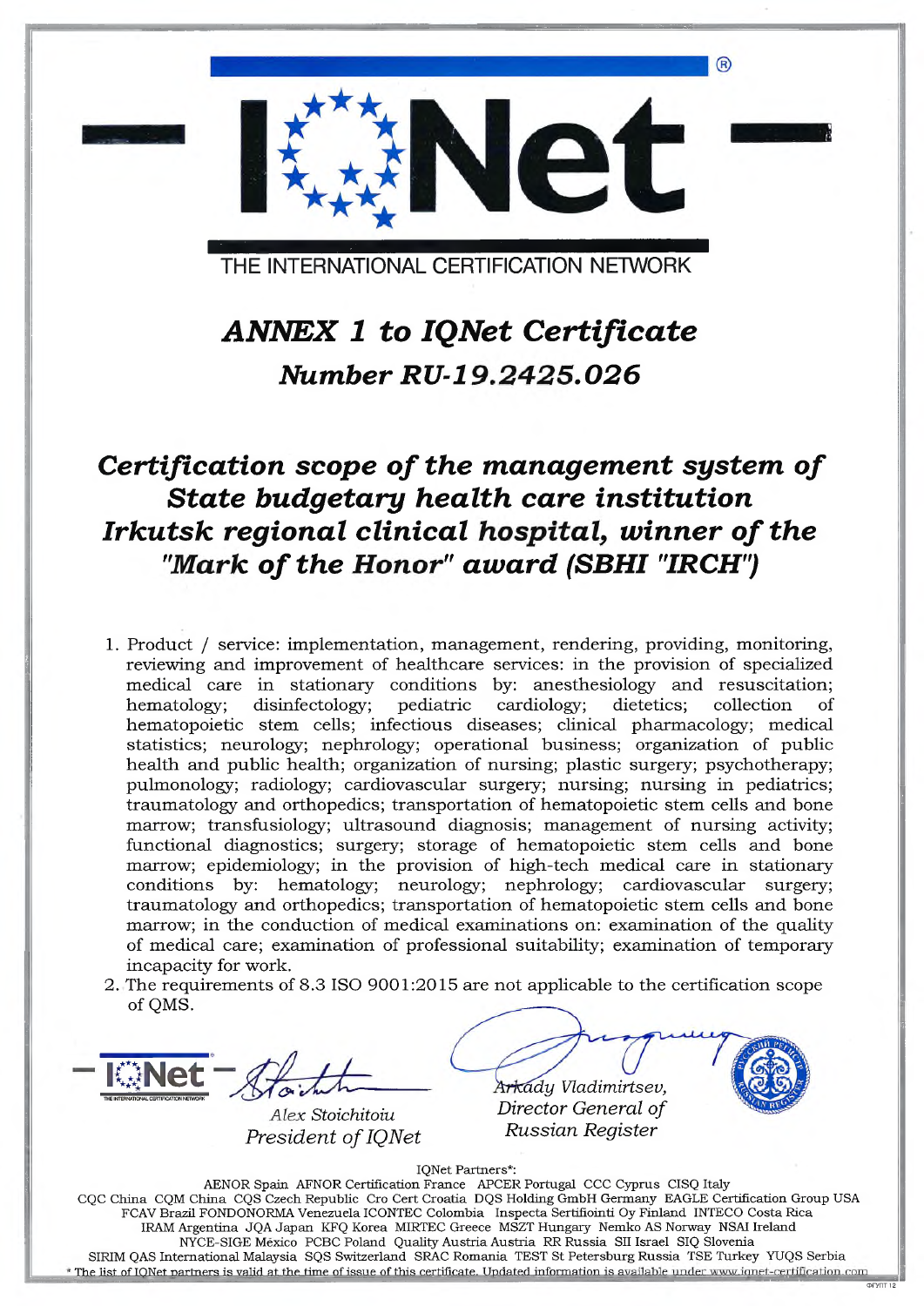# IQNet

THE INTERNATIONAL CERTIFICATION NETWORK

## *ANNEX 1 to IQNet Certificate*
## *Number RU-19.2425.026*

## *Certification scope of the management system of State budgetary health care institution Irkutsk regional clinical hospital, winner of the "Mark of the Honor" award (SBHI "IRCH")*

1. Product / service: implementation, management, rendering, providing, monitoring, reviewing and improvement of healthcare services: in the provision of specialized medical care in stationary conditions by: anesthesiology and resuscitation; hematology; disinfectology; pediatric cardiology; dietetics; collection of hematopoietic stem cells; infectious diseases; clinical pharmacology; medical statistics; neurology; nephrology; operational business; organization of public health and public health; organization of nursing; plastic surgery; psychotherapy; pulmonology; radiology; cardiovascular surgery; nursing; nursing in pediatrics; traumatology and orthopedics; transportation of hematopoietic stem cells and bone marrow; transfusiology; ultrasound diagnosis; management of nursing activity; functional diagnostics; surgery; storage of hematopoietic stem cells and bone marrow; epidemiology; in the provision of high-tech medical care in stationary conditions by: hematology; neurology; nephrology; cardiovascular surgery; traumatology and orthopedics; transportation of hematopoietic stem cells and bone marrow; in the conduction of medical examinations on: examination of the quality of medical care; examination of professional suitability; examination of temporary incapacity for work.
2. The requirements of 8.3 ISO 9001:2015 are not applicable to the certification scope of QMS.

*Alex Stoichitoiu*
*President of IQNet*

*Arkady Vladimirtsev,*
*Director General of Russian Register*

IQNet Partners*:

AENOR Spain AFNOR Certification France APCER Portugal CCC Cyprus CISQ Italy
CQC China CQM China CQS Czech Republic Cro Cert Croatia DQS Holding GmbH Germany EAGLE Certification Group USA
FCAV Brazil FONDONORMA Venezuela ICONTEC Colombia Inspecta Sertifiointi Oy Finland INTECO Costa Rica
IRAM Argentina JQA Japan KFQ Korea MIRTEC Greece MSZT Hungary Nemko AS Norway NSAI Ireland
NYCE-SIGE México PCBC Poland Quality Austria Austria RR Russia SII Israel SIQ Slovenia
SIRIM QAS International Malaysia SQS Switzerland SRAC Romania TEST St Petersburg Russia TSE Turkey YUQS Serbia

* The list of IQNet partners is valid at the time of issue of this certificate. Updated information is available under www.iqnet-certification.com